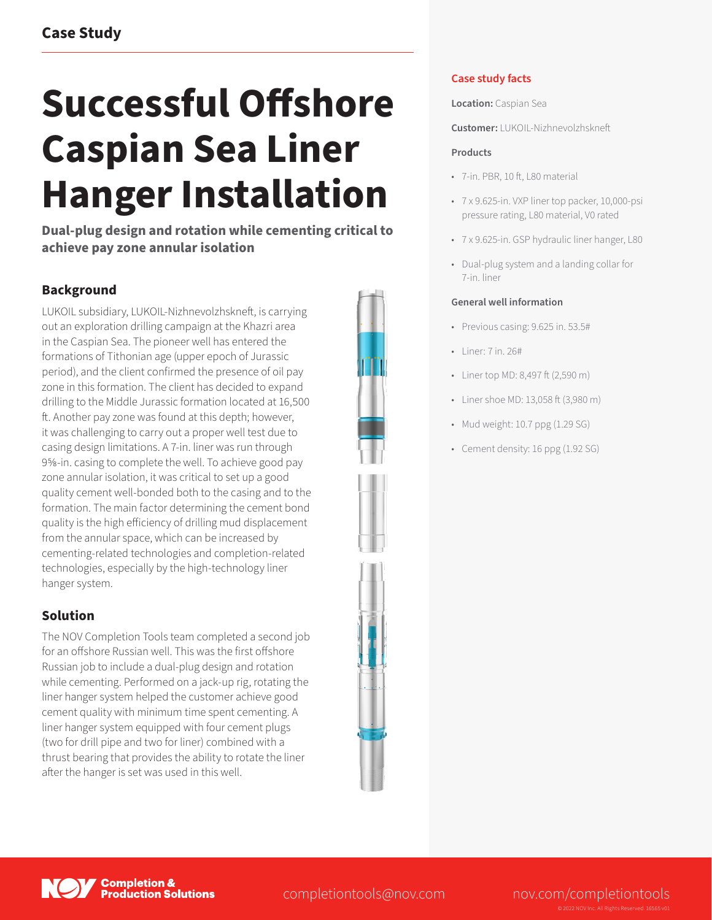# Successful Offshore Caspian Sea Liner Hanger Installation

**Dual-plug design and rotation while cementing critical to achieve pay zone annular isolation**

## Background

LUKOIL subsidiary, LUKOIL-Nizhnevolzhskneft, is carrying out an exploration drilling campaign at the Khazri area in the Caspian Sea. The pioneer well has entered the formations of Tithonian age (upper epoch of Jurassic period), and the client confirmed the presence of oil pay zone in this formation. The client has decided to expand drilling to the Middle Jurassic formation located at 16,500 ft. Another pay zone was found at this depth; however, it was challenging to carry out a proper well test due to casing design limitations. A 7-in. liner was run through 9⅝-in. casing to complete the well. To achieve good pay zone annular isolation, it was critical to set up a good quality cement well-bonded both to the casing and to the formation. The main factor determining the cement bond quality is the high efficiency of drilling mud displacement from the annular space, which can be increased by cementing-related technologies and completion-related technologies, especially by the high-technology liner hanger system.

## Solution

The NOV Completion Tools team completed a second job for an offshore Russian well. This was the first offshore Russian job to include a dual-plug design and rotation while cementing. Performed on a jack-up rig, rotating the liner hanger system helped the customer achieve good cement quality with minimum time spent cementing. A liner hanger system equipped with four cement plugs (two for drill pipe and two for liner) combined with a thrust bearing that provides the ability to rotate the liner after the hanger is set was used in this well.

### Case study facts

**Location:** Caspian Sea

**Customer:** LUKOIL-Nizhnevolzhskneft

**Products**

- 7-in. PBR, 10 ft, L80 material
- 7 x 9.625-in. VXP liner top packer, 10,000-psi pressure rating, L80 material, V0 rated
- 7 x 9.625-in. GSP hydraulic liner hanger, L80
- Dual-plug system and a landing collar for 7-in. liner

**General well information**

- Previous casing: 9.625 in. 53.5#
- Liner: 7 in. 26#
- Liner top MD: 8,497 ft (2,590 m)
- Liner shoe MD: 13,058 ft (3,980 m)
- Mud weight: 10.7 ppg (1.29 SG)
- Cement density: 16 ppg (1.92 SG)

completiontools@nov.com

nov.com/completiontools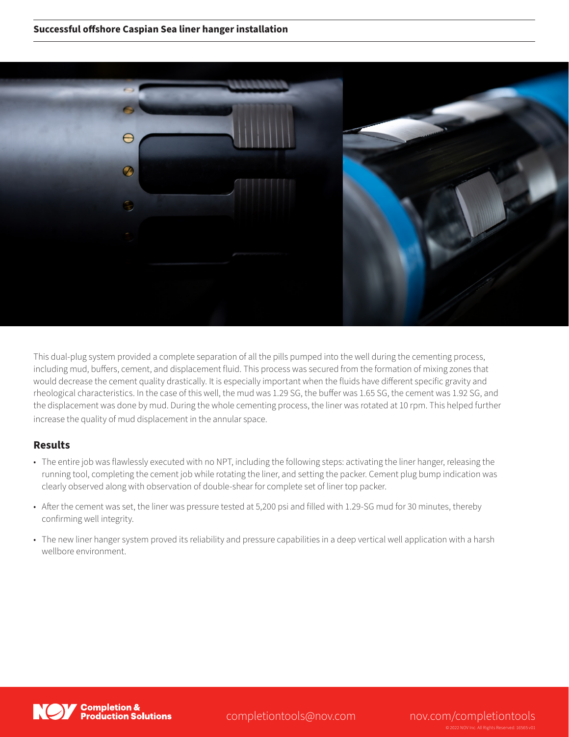This dual-plug system provided a complete separation of all the pills pumped into the well during the cementing process, including mud, buffers, cement, and displacement fluid. This process was secured from the formation of mixing zones that would decrease the cement quality drastically. It is especially important when the fluids have different specific gravity and rheological characteristics. In the case of this well, the mud was 1.29 SG, the buffer was 1.65 SG, the cement was 1.92 SG, and the displacement was done by mud. During the whole cementing process, the liner was rotated at 10 rpm. This helped further increase the quality of mud displacement in the annular space.

## Results

- The entire job was flawlessly executed with no NPT, including the following steps: activating the liner hanger, releasing the running tool, completing the cement job while rotating the liner, and setting the packer. Cement plug bump indication was clearly observed along with observation of double-shear for complete set of liner top packer.
- After the cement was set, the liner was pressure tested at 5,200 psi and filled with 1.29-SG mud for 30 minutes, thereby confirming well integrity.
- The new liner hanger system proved its reliability and pressure capabilities in a deep vertical well application with a harsh wellbore environment.

NOV Completion & Production Solutions

completiontools@nov.com

nov.com/completiontools

© 2022 NOV Inc. All Rights Reserved. 16565 v01